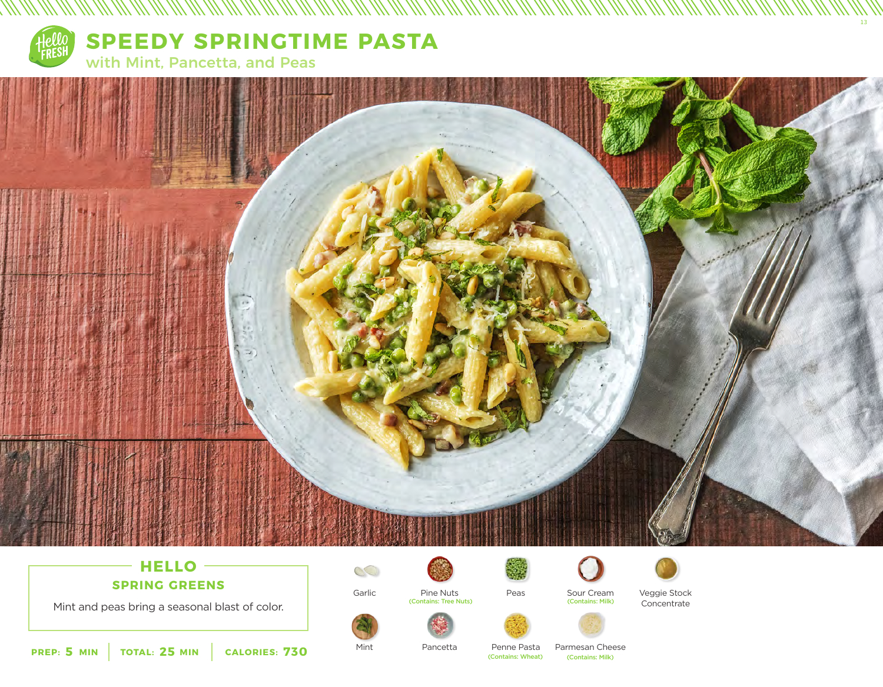# SPEEDY SPRINGTIME PASTA

## with Mint, Pancetta, and Peas

### HELLO

#### SPRING GREENS

Mint and peas bring a seasonal blast of color.

**PREP: 5 MIN** | **TOTAL: 25 MIN** | **CALORIES: 730**

- Garlic
- Pine Nuts (Contains: Tree Nuts)
- Peas
- Sour Cream (Contains: Milk)
- Veggie Stock Concentrate
- Mint
- Pancetta
- Penne Pasta (Contains: Wheat)
- Parmesan Cheese (Contains: Milk)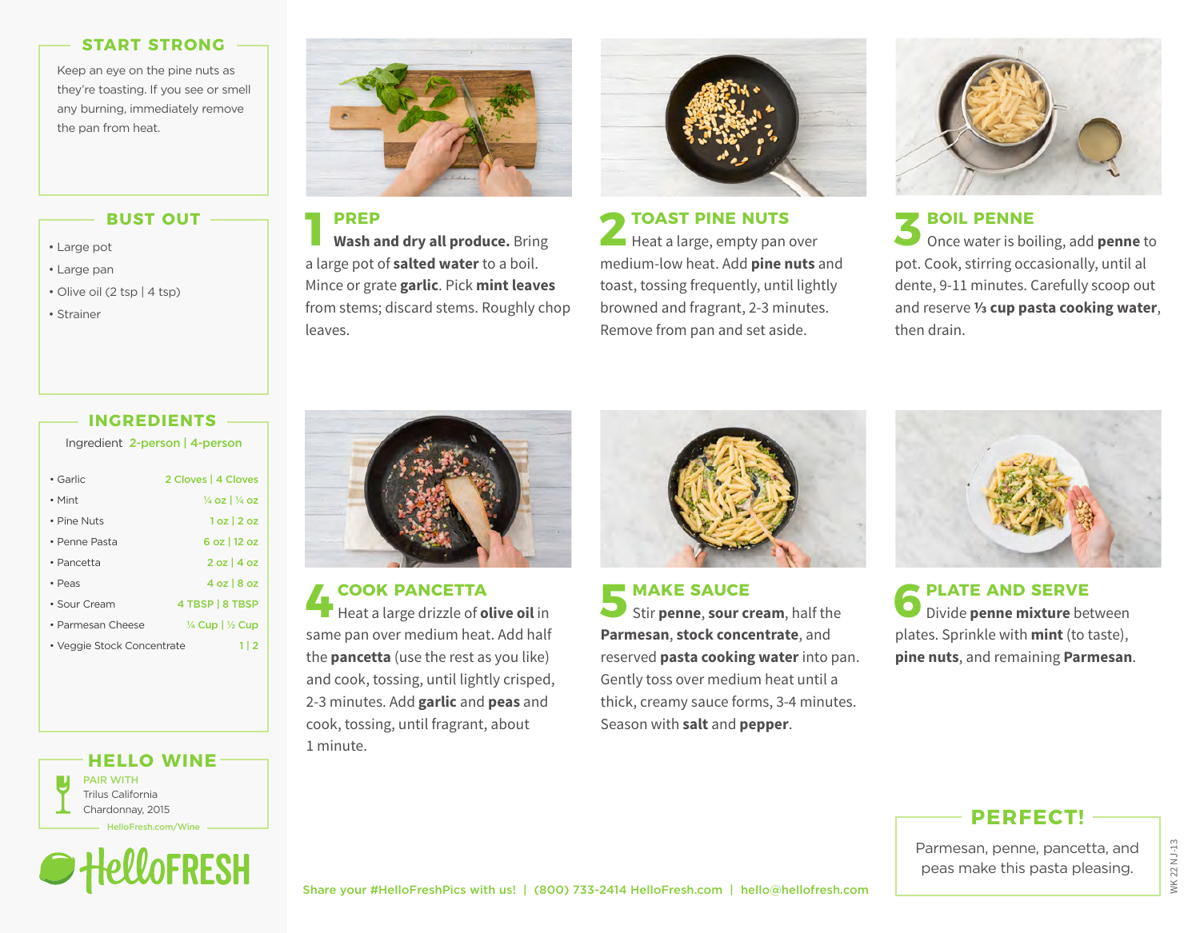## START STRONG

Keep an eye on the pine nuts as they're toasting. If you see or smell any burning, immediately remove the pan from heat.

## BUST OUT

- Large pot
- Large pan
- Olive oil (2 tsp | 4 tsp)
- Strainer

## INGREDIENTS

| Ingredient | 2-person \| 4-person |
| --- | --- |
| • Garlic | 2 Cloves \| 4 Cloves |
| • Mint | ¼ oz \| ¼ oz |
| • Pine Nuts | 1 oz \| 2 oz |
| • Penne Pasta | 6 oz \| 12 oz |
| • Pancetta | 2 oz \| 4 oz |
| • Peas | 4 oz \| 8 oz |
| • Sour Cream | 4 TBSP \| 8 TBSP |
| • Parmesan Cheese | ¼ Cup \| ½ Cup |
| • Veggie Stock Concentrate | 1 \| 2 |

## HELLO WINE

PAIR WITH
Trilus California Chardonnay, 2015

HelloFresh.com/Wine

HelloFRESH

## 1 PREP

**Wash and dry all produce.** Bring a large pot of **salted water** to a boil. Mince or grate **garlic**. Pick **mint leaves** from stems; discard stems. Roughly chop leaves.

## 2 TOAST PINE NUTS

Heat a large, empty pan over medium-low heat. Add **pine nuts** and toast, tossing frequently, until lightly browned and fragrant, 2-3 minutes. Remove from pan and set aside.

## 3 BOIL PENNE

Once water is boiling, add **penne** to pot. Cook, stirring occasionally, until al dente, 9-11 minutes. Carefully scoop out and reserve **⅓ cup pasta cooking water**, then drain.

## 4 COOK PANCETTA

Heat a large drizzle of **olive oil** in same pan over medium heat. Add half the **pancetta** (use the rest as you like) and cook, tossing, until lightly crisped, 2-3 minutes. Add **garlic** and **peas** and cook, tossing, until fragrant, about 1 minute.

## 5 MAKE SAUCE

Stir **penne**, **sour cream**, half the **Parmesan**, **stock concentrate**, and reserved **pasta cooking water** into pan. Gently toss over medium heat until a thick, creamy sauce forms, 3-4 minutes. Season with **salt** and **pepper**.

## 6 PLATE AND SERVE

Divide **penne mixture** between plates. Sprinkle with **mint** (to taste), **pine nuts**, and remaining **Parmesan**.

## PERFECT!

Parmesan, penne, pancetta, and peas make this pasta pleasing.

Share your #HelloFreshPics with us! | (800) 733-2414 HelloFresh.com | hello@hellofresh.com

WK 22 NJ-13